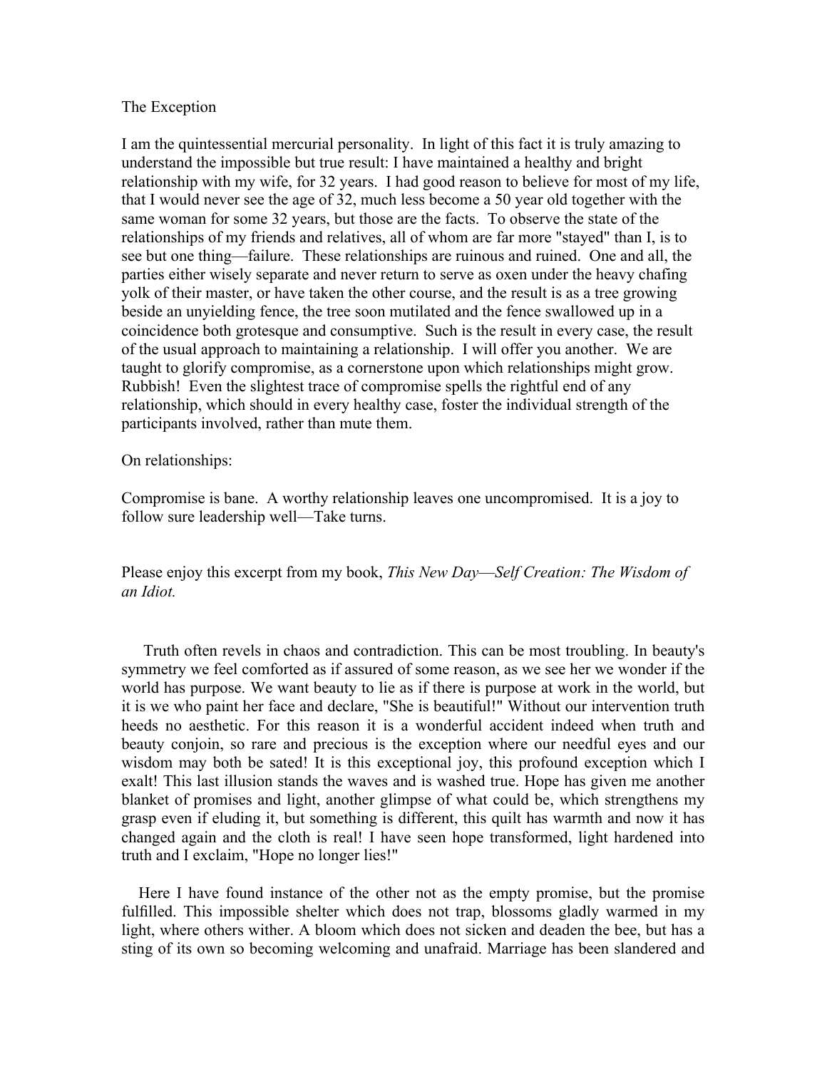# The Exception

I am the quintessential mercurial personality. In light of this fact it is truly amazing to understand the impossible but true result: I have maintained a healthy and bright relationship with my wife, for 32 years. I had good reason to believe for most of my life, that I would never see the age of 32, much less become a 50 year old together with the same woman for some 32 years, but those are the facts. To observe the state of the relationships of my friends and relatives, all of whom are far more "stayed" than I, is to see but one thing—failure. These relationships are ruinous and ruined. One and all, the parties either wisely separate and never return to serve as oxen under the heavy chafing yolk of their master, or have taken the other course, and the result is as a tree growing beside an unyielding fence, the tree soon mutilated and the fence swallowed up in a coincidence both grotesque and consumptive. Such is the result in every case, the result of the usual approach to maintaining a relationship. I will offer you another. We are taught to glorify compromise, as a cornerstone upon which relationships might grow. Rubbish! Even the slightest trace of compromise spells the rightful end of any relationship, which should in every healthy case, foster the individual strength of the participants involved, rather than mute them.

On relationships:

Compromise is bane. A worthy relationship leaves one uncompromised. It is a joy to follow sure leadership well—Take turns.

Please enjoy this excerpt from my book, *This New Day—Self Creation: The Wisdom of an Idiot.*

Truth often revels in chaos and contradiction. This can be most troubling. In beauty's symmetry we feel comforted as if assured of some reason, as we see her we wonder if the world has purpose. We want beauty to lie as if there is purpose at work in the world, but it is we who paint her face and declare, "She is beautiful!" Without our intervention truth heeds no aesthetic. For this reason it is a wonderful accident indeed when truth and beauty conjoin, so rare and precious is the exception where our needful eyes and our wisdom may both be sated! It is this exceptional joy, this profound exception which I exalt! This last illusion stands the waves and is washed true. Hope has given me another blanket of promises and light, another glimpse of what could be, which strengthens my grasp even if eluding it, but something is different, this quilt has warmth and now it has changed again and the cloth is real! I have seen hope transformed, light hardened into truth and I exclaim, "Hope no longer lies!"

Here I have found instance of the other not as the empty promise, but the promise fulfilled. This impossible shelter which does not trap, blossoms gladly warmed in my light, where others wither. A bloom which does not sicken and deaden the bee, but has a sting of its own so becoming welcoming and unafraid. Marriage has been slandered and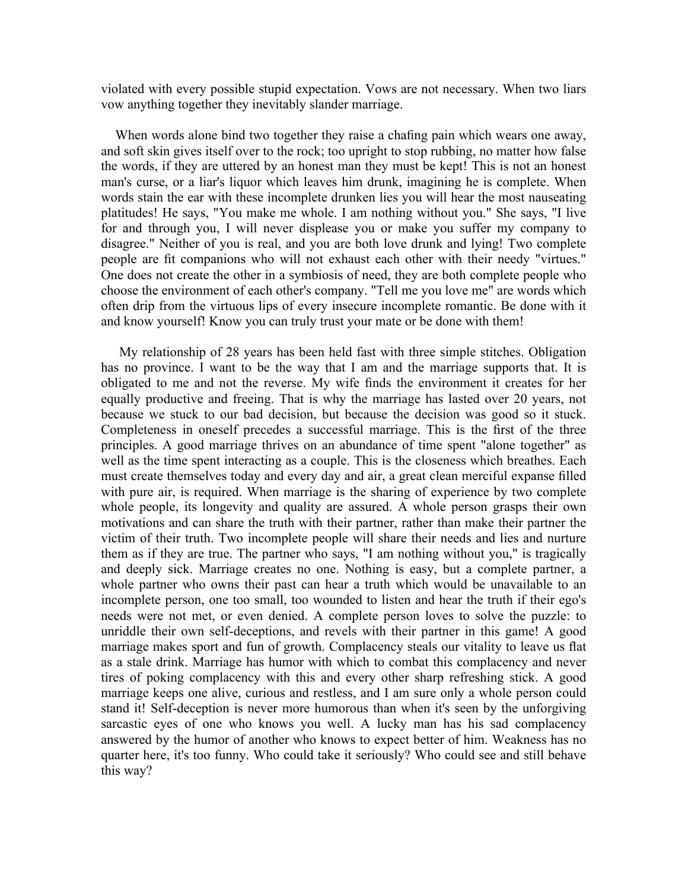violated with every possible stupid expectation. Vows are not necessary. When two liars vow anything together they inevitably slander marriage.

When words alone bind two together they raise a chafing pain which wears one away, and soft skin gives itself over to the rock; too upright to stop rubbing, no matter how false the words, if they are uttered by an honest man they must be kept! This is not an honest man's curse, or a liar's liquor which leaves him drunk, imagining he is complete. When words stain the ear with these incomplete drunken lies you will hear the most nauseating platitudes! He says, "You make me whole. I am nothing without you." She says, "I live for and through you, I will never displease you or make you suffer my company to disagree." Neither of you is real, and you are both love drunk and lying! Two complete people are fit companions who will not exhaust each other with their needy "virtues." One does not create the other in a symbiosis of need, they are both complete people who choose the environment of each other's company. "Tell me you love me" are words which often drip from the virtuous lips of every insecure incomplete romantic. Be done with it and know yourself! Know you can truly trust your mate or be done with them!

My relationship of 28 years has been held fast with three simple stitches. Obligation has no province. I want to be the way that I am and the marriage supports that. It is obligated to me and not the reverse. My wife finds the environment it creates for her equally productive and freeing. That is why the marriage has lasted over 20 years, not because we stuck to our bad decision, but because the decision was good so it stuck. Completeness in oneself precedes a successful marriage. This is the first of the three principles. A good marriage thrives on an abundance of time spent "alone together" as well as the time spent interacting as a couple. This is the closeness which breathes. Each must create themselves today and every day and air, a great clean merciful expanse filled with pure air, is required. When marriage is the sharing of experience by two complete whole people, its longevity and quality are assured. A whole person grasps their own motivations and can share the truth with their partner, rather than make their partner the victim of their truth. Two incomplete people will share their needs and lies and nurture them as if they are true. The partner who says, "I am nothing without you," is tragically and deeply sick. Marriage creates no one. Nothing is easy, but a complete partner, a whole partner who owns their past can hear a truth which would be unavailable to an incomplete person, one too small, too wounded to listen and hear the truth if their ego's needs were not met, or even denied. A complete person loves to solve the puzzle: to unriddle their own self-deceptions, and revels with their partner in this game! A good marriage makes sport and fun of growth. Complacency steals our vitality to leave us flat as a stale drink. Marriage has humor with which to combat this complacency and never tires of poking complacency with this and every other sharp refreshing stick. A good marriage keeps one alive, curious and restless, and I am sure only a whole person could stand it! Self-deception is never more humorous than when it's seen by the unforgiving sarcastic eyes of one who knows you well. A lucky man has his sad complacency answered by the humor of another who knows to expect better of him. Weakness has no quarter here, it's too funny. Who could take it seriously? Who could see and still behave this way?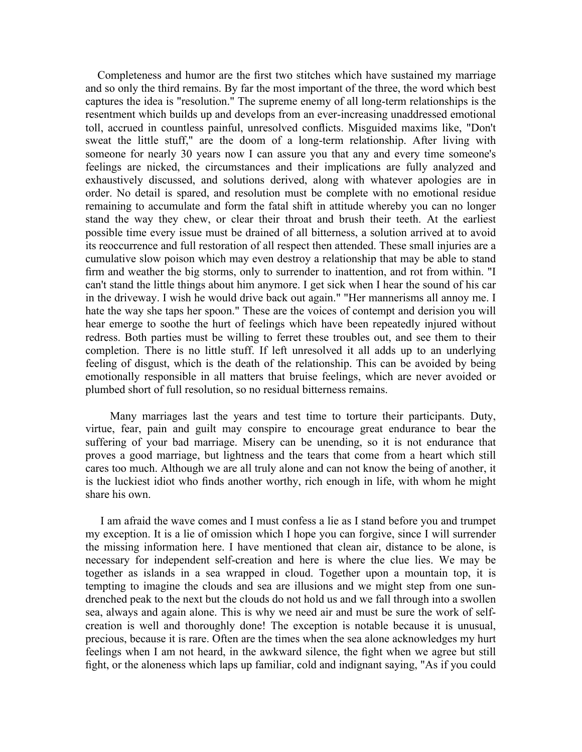Completeness and humor are the first two stitches which have sustained my marriage and so only the third remains. By far the most important of the three, the word which best captures the idea is "resolution." The supreme enemy of all long-term relationships is the resentment which builds up and develops from an ever-increasing unaddressed emotional toll, accrued in countless painful, unresolved conflicts. Misguided maxims like, "Don't sweat the little stuff," are the doom of a long-term relationship. After living with someone for nearly 30 years now I can assure you that any and every time someone's feelings are nicked, the circumstances and their implications are fully analyzed and exhaustively discussed, and solutions derived, along with whatever apologies are in order. No detail is spared, and resolution must be complete with no emotional residue remaining to accumulate and form the fatal shift in attitude whereby you can no longer stand the way they chew, or clear their throat and brush their teeth. At the earliest possible time every issue must be drained of all bitterness, a solution arrived at to avoid its reoccurrence and full restoration of all respect then attended. These small injuries are a cumulative slow poison which may even destroy a relationship that may be able to stand firm and weather the big storms, only to surrender to inattention, and rot from within. "I can't stand the little things about him anymore. I get sick when I hear the sound of his car in the driveway. I wish he would drive back out again." "Her mannerisms all annoy me. I hate the way she taps her spoon." These are the voices of contempt and derision you will hear emerge to soothe the hurt of feelings which have been repeatedly injured without redress. Both parties must be willing to ferret these troubles out, and see them to their completion. There is no little stuff. If left unresolved it all adds up to an underlying feeling of disgust, which is the death of the relationship. This can be avoided by being emotionally responsible in all matters that bruise feelings, which are never avoided or plumbed short of full resolution, so no residual bitterness remains.

Many marriages last the years and test time to torture their participants. Duty, virtue, fear, pain and guilt may conspire to encourage great endurance to bear the suffering of your bad marriage. Misery can be unending, so it is not endurance that proves a good marriage, but lightness and the tears that come from a heart which still cares too much. Although we are all truly alone and can not know the being of another, it is the luckiest idiot who finds another worthy, rich enough in life, with whom he might share his own.

I am afraid the wave comes and I must confess a lie as I stand before you and trumpet my exception. It is a lie of omission which I hope you can forgive, since I will surrender the missing information here. I have mentioned that clean air, distance to be alone, is necessary for independent self-creation and here is where the clue lies. We may be together as islands in a sea wrapped in cloud. Together upon a mountain top, it is tempting to imagine the clouds and sea are illusions and we might step from one sun-drenched peak to the next but the clouds do not hold us and we fall through into a swollen sea, always and again alone. This is why we need air and must be sure the work of self-creation is well and thoroughly done! The exception is notable because it is unusual, precious, because it is rare. Often are the times when the sea alone acknowledges my hurt feelings when I am not heard, in the awkward silence, the fight when we agree but still fight, or the aloneness which laps up familiar, cold and indignant saying, "As if you could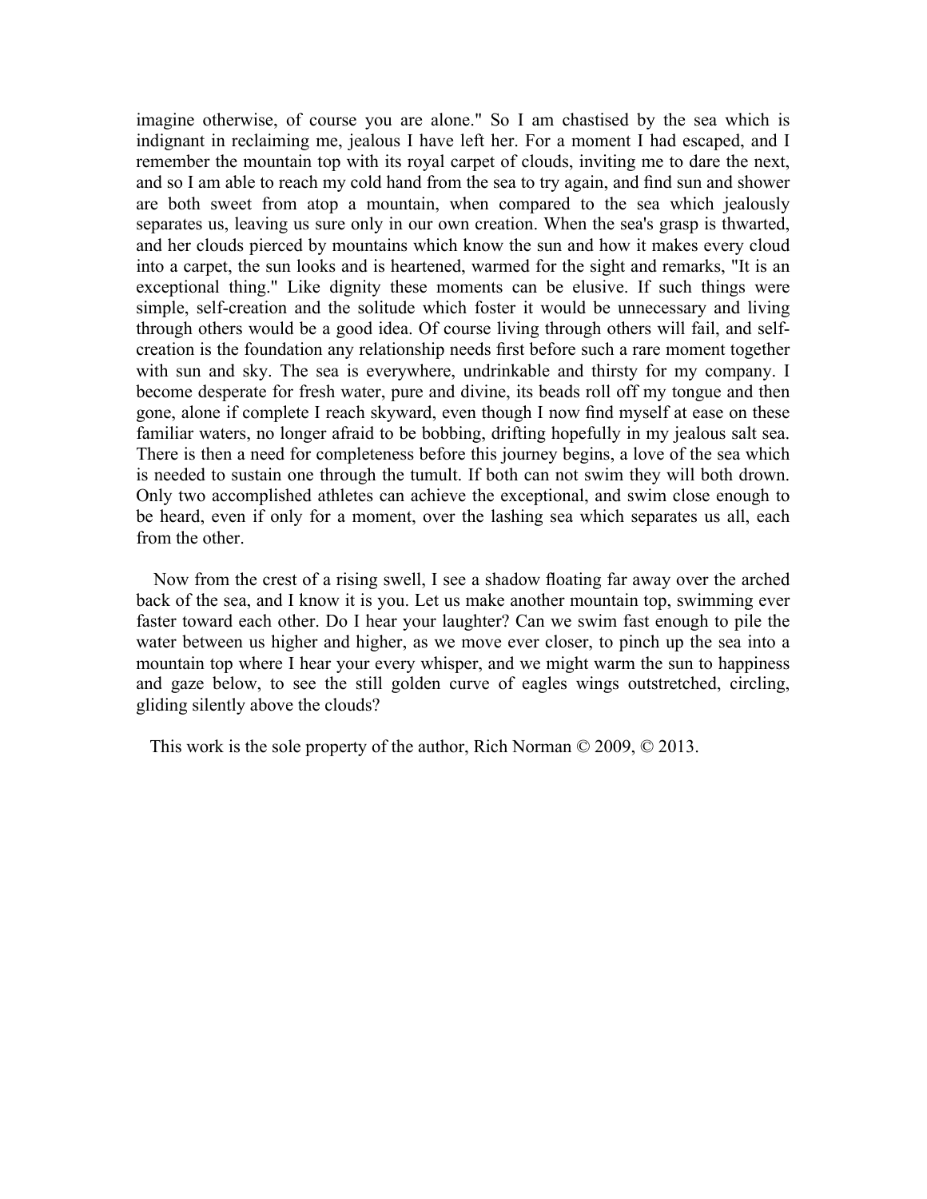imagine otherwise, of course you are alone." So I am chastised by the sea which is indignant in reclaiming me, jealous I have left her. For a moment I had escaped, and I remember the mountain top with its royal carpet of clouds, inviting me to dare the next, and so I am able to reach my cold hand from the sea to try again, and find sun and shower are both sweet from atop a mountain, when compared to the sea which jealously separates us, leaving us sure only in our own creation. When the sea's grasp is thwarted, and her clouds pierced by mountains which know the sun and how it makes every cloud into a carpet, the sun looks and is heartened, warmed for the sight and remarks, "It is an exceptional thing." Like dignity these moments can be elusive. If such things were simple, self-creation and the solitude which foster it would be unnecessary and living through others would be a good idea. Of course living through others will fail, and self-creation is the foundation any relationship needs first before such a rare moment together with sun and sky. The sea is everywhere, undrinkable and thirsty for my company. I become desperate for fresh water, pure and divine, its beads roll off my tongue and then gone, alone if complete I reach skyward, even though I now find myself at ease on these familiar waters, no longer afraid to be bobbing, drifting hopefully in my jealous salt sea. There is then a need for completeness before this journey begins, a love of the sea which is needed to sustain one through the tumult. If both can not swim they will both drown. Only two accomplished athletes can achieve the exceptional, and swim close enough to be heard, even if only for a moment, over the lashing sea which separates us all, each from the other.

Now from the crest of a rising swell, I see a shadow floating far away over the arched back of the sea, and I know it is you. Let us make another mountain top, swimming ever faster toward each other. Do I hear your laughter? Can we swim fast enough to pile the water between us higher and higher, as we move ever closer, to pinch up the sea into a mountain top where I hear your every whisper, and we might warm the sun to happiness and gaze below, to see the still golden curve of eagles wings outstretched, circling, gliding silently above the clouds?

This work is the sole property of the author, Rich Norman © 2009, © 2013.